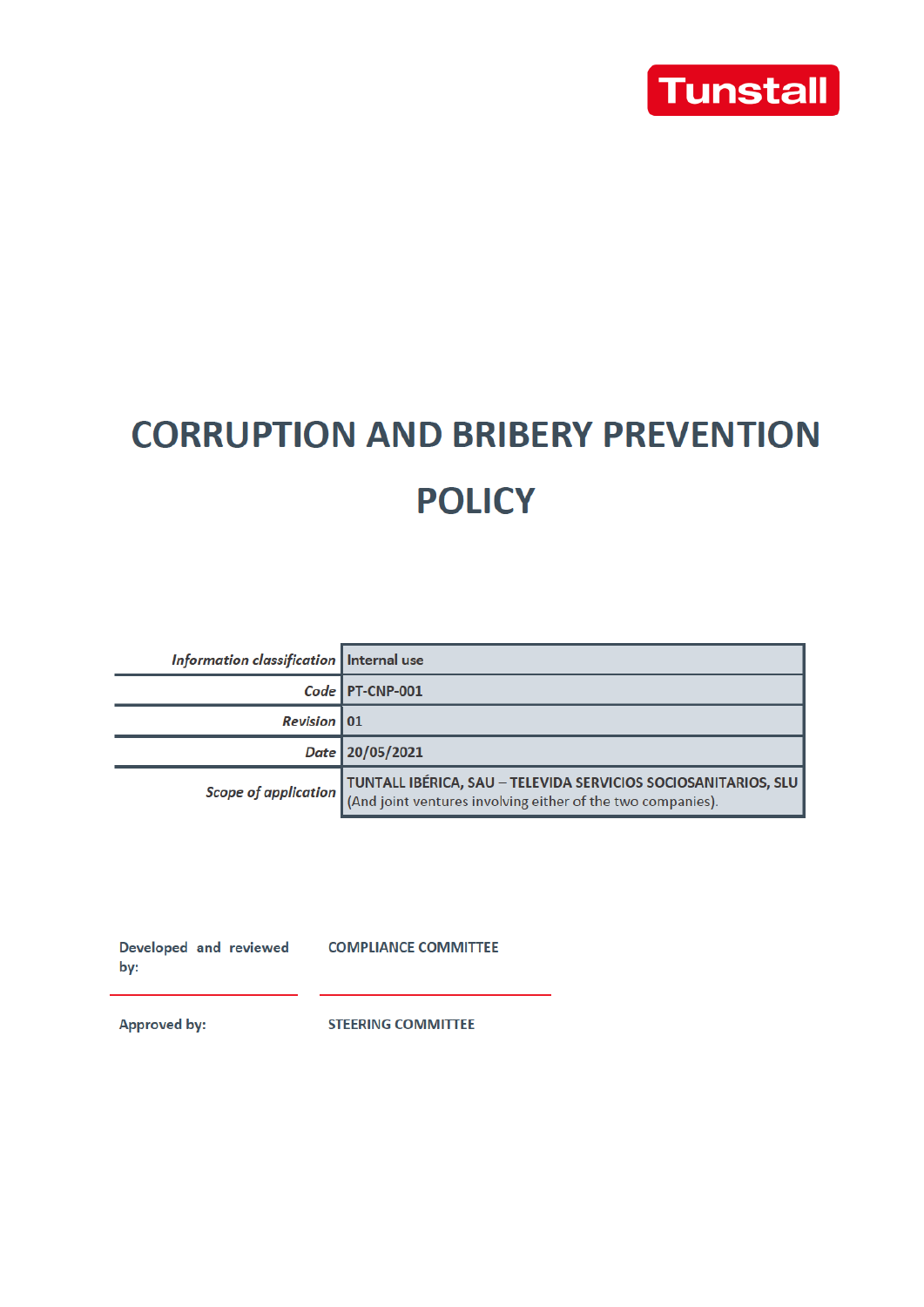Tunstall

# CORRUPTION AND BRIBERY PREVENTION POLICY

| | |
|---|---|
| *Information classification* | Internal use |
| *Code* | PT-CNP-001 |
| *Revision* | 01 |
| *Date* | 20/05/2021 |
| *Scope of application* | TUNTALL IBÉRICA, SAU – TELEVIDA SERVICIOS SOCIOSANITARIOS, SLU (And joint ventures involving either of the two companies). |

| | |
|---|---|
| Developed and reviewed by: | COMPLIANCE COMMITTEE |
| Approved by: | STEERING COMMITTEE |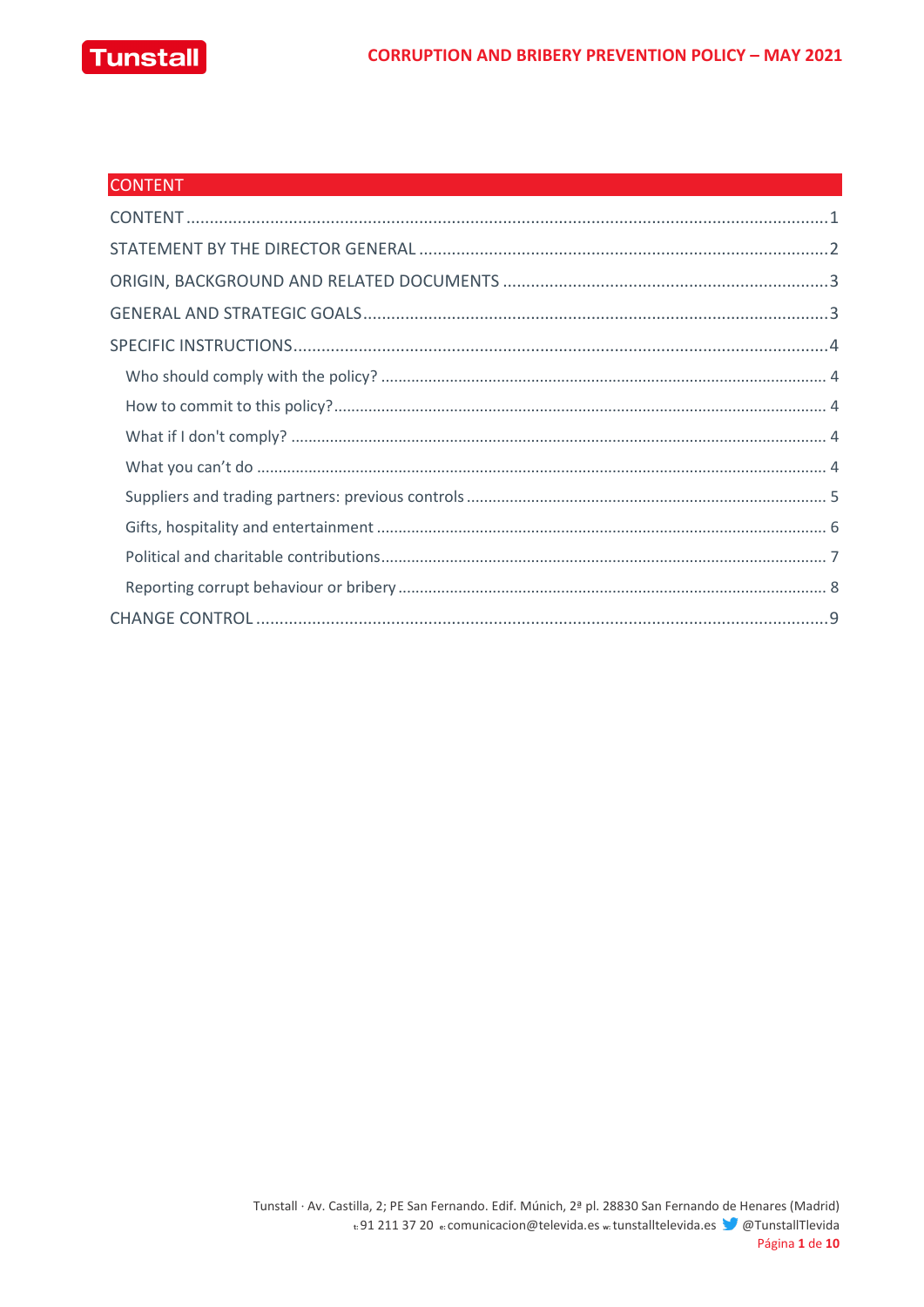## CONTENT

CONTENT ........................................................................................................................ 1

STATEMENT BY THE DIRECTOR GENERAL ....................................................................................... 2

ORIGIN, BACKGROUND AND RELATED DOCUMENTS ........................................................................ 3

GENERAL AND STRATEGIC GOALS ................................................................................................ 3

SPECIFIC INSTRUCTIONS ............................................................................................................ 4

- Who should comply with the policy? ........................................................................................ 4
- How to commit to this policy? ................................................................................................ 4
- What if I don't comply? ......................................................................................................... 4
- What you can't do ................................................................................................................ 4
- Suppliers and trading partners: previous controls ..................................................................... 5
- Gifts, hospitality and entertainment ........................................................................................ 6
- Political and charitable contributions ....................................................................................... 7
- Reporting corrupt behaviour or bribery .................................................................................... 8

CHANGE CONTROL ..................................................................................................................... 9

Tunstall · Av. Castilla, 2; PE San Fernando. Edif. Múnich, 2ª pl. 28830 San Fernando de Henares (Madrid)
t: 91 211 37 20 e: comunicacion@televida.es w: tunstalltelevida.es @TunstallTlevida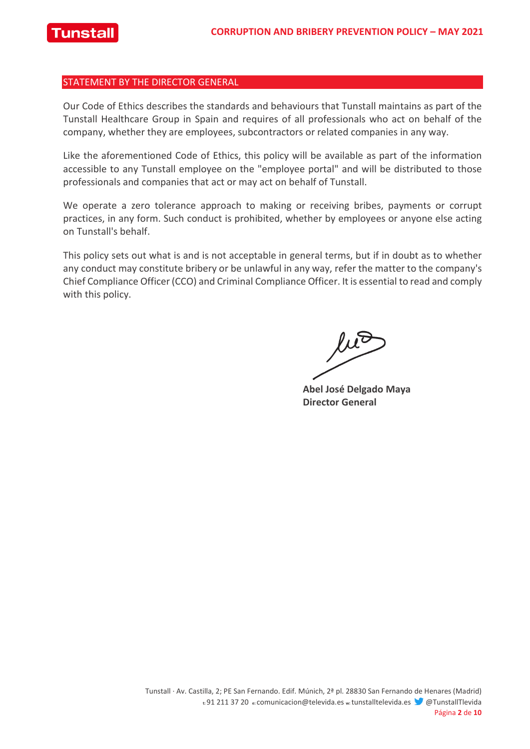## STATEMENT BY THE DIRECTOR GENERAL

Our Code of Ethics describes the standards and behaviours that Tunstall maintains as part of the Tunstall Healthcare Group in Spain and requires of all professionals who act on behalf of the company, whether they are employees, subcontractors or related companies in any way.

Like the aforementioned Code of Ethics, this policy will be available as part of the information accessible to any Tunstall employee on the "employee portal" and will be distributed to those professionals and companies that act or may act on behalf of Tunstall.

We operate a zero tolerance approach to making or receiving bribes, payments or corrupt practices, in any form. Such conduct is prohibited, whether by employees or anyone else acting on Tunstall's behalf.

This policy sets out what is and is not acceptable in general terms, but if in doubt as to whether any conduct may constitute bribery or be unlawful in any way, refer the matter to the company's Chief Compliance Officer (CCO) and Criminal Compliance Officer. It is essential to read and comply with this policy.

**Abel José Delgado Maya**
**Director General**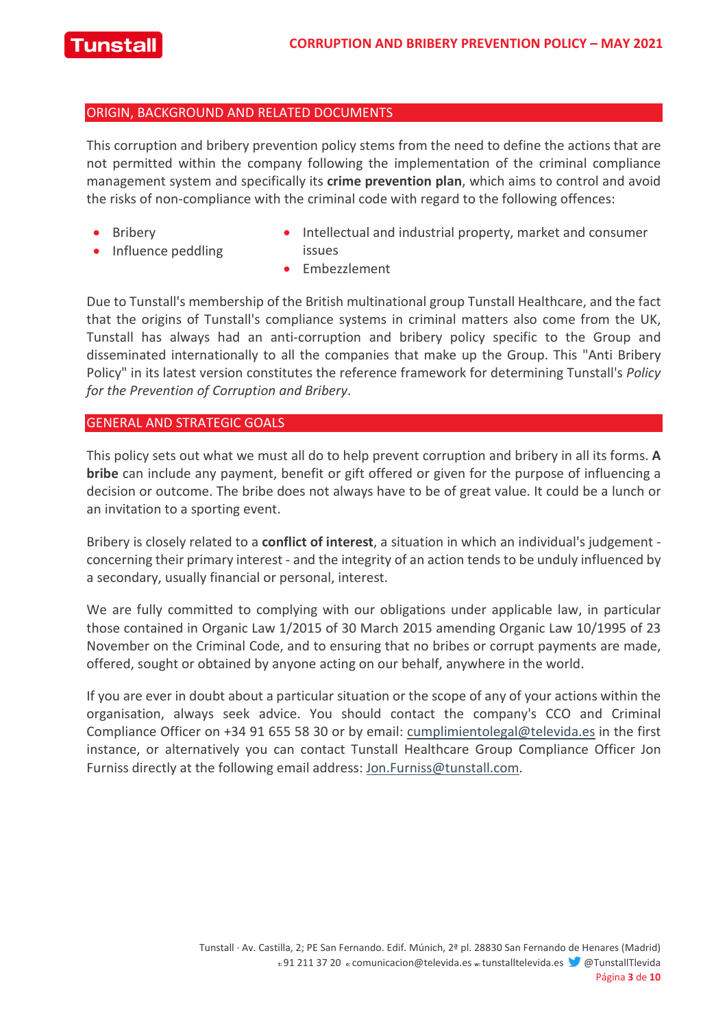## ORIGIN, BACKGROUND AND RELATED DOCUMENTS

This corruption and bribery prevention policy stems from the need to define the actions that are not permitted within the company following the implementation of the criminal compliance management system and specifically its **crime prevention plan**, which aims to control and avoid the risks of non-compliance with the criminal code with regard to the following offences:

- Bribery
- Influence peddling
- Intellectual and industrial property, market and consumer issues
- Embezzlement

Due to Tunstall's membership of the British multinational group Tunstall Healthcare, and the fact that the origins of Tunstall's compliance systems in criminal matters also come from the UK, Tunstall has always had an anti-corruption and bribery policy specific to the Group and disseminated internationally to all the companies that make up the Group. This "Anti Bribery Policy" in its latest version constitutes the reference framework for determining Tunstall's *Policy for the Prevention of Corruption and Bribery*.

## GENERAL AND STRATEGIC GOALS

This policy sets out what we must all do to help prevent corruption and bribery in all its forms. **A bribe** can include any payment, benefit or gift offered or given for the purpose of influencing a decision or outcome. The bribe does not always have to be of great value. It could be a lunch or an invitation to a sporting event.

Bribery is closely related to a **conflict of interest**, a situation in which an individual's judgement - concerning their primary interest - and the integrity of an action tends to be unduly influenced by a secondary, usually financial or personal, interest.

We are fully committed to complying with our obligations under applicable law, in particular those contained in Organic Law 1/2015 of 30 March 2015 amending Organic Law 10/1995 of 23 November on the Criminal Code, and to ensuring that no bribes or corrupt payments are made, offered, sought or obtained by anyone acting on our behalf, anywhere in the world.

If you are ever in doubt about a particular situation or the scope of any of your actions within the organisation, always seek advice. You should contact the company's CCO and Criminal Compliance Officer on +34 91 655 58 30 or by email: cumplimientolegal@televida.es in the first instance, or alternatively you can contact Tunstall Healthcare Group Compliance Officer Jon Furniss directly at the following email address: Jon.Furniss@tunstall.com.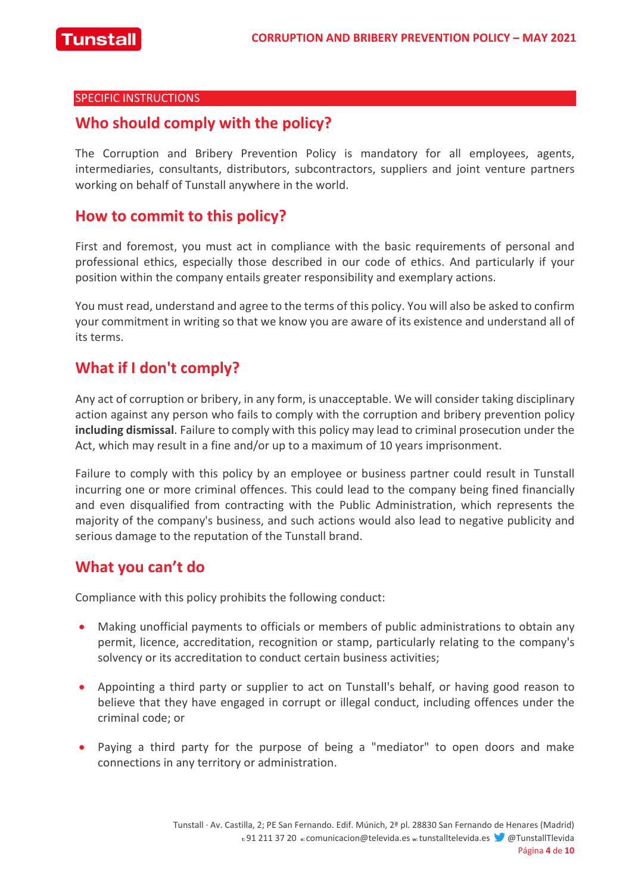SPECIFIC INSTRUCTIONS

## Who should comply with the policy?

The Corruption and Bribery Prevention Policy is mandatory for all employees, agents, intermediaries, consultants, distributors, subcontractors, suppliers and joint venture partners working on behalf of Tunstall anywhere in the world.

## How to commit to this policy?

First and foremost, you must act in compliance with the basic requirements of personal and professional ethics, especially those described in our code of ethics. And particularly if your position within the company entails greater responsibility and exemplary actions.

You must read, understand and agree to the terms of this policy. You will also be asked to confirm your commitment in writing so that we know you are aware of its existence and understand all of its terms.

## What if I don't comply?

Any act of corruption or bribery, in any form, is unacceptable. We will consider taking disciplinary action against any person who fails to comply with the corruption and bribery prevention policy **including dismissal**. Failure to comply with this policy may lead to criminal prosecution under the Act, which may result in a fine and/or up to a maximum of 10 years imprisonment.

Failure to comply with this policy by an employee or business partner could result in Tunstall incurring one or more criminal offences. This could lead to the company being fined financially and even disqualified from contracting with the Public Administration, which represents the majority of the company's business, and such actions would also lead to negative publicity and serious damage to the reputation of the Tunstall brand.

## What you can't do

Compliance with this policy prohibits the following conduct:

- Making unofficial payments to officials or members of public administrations to obtain any permit, licence, accreditation, recognition or stamp, particularly relating to the company's solvency or its accreditation to conduct certain business activities;
- Appointing a third party or supplier to act on Tunstall's behalf, or having good reason to believe that they have engaged in corrupt or illegal conduct, including offences under the criminal code; or
- Paying a third party for the purpose of being a "mediator" to open doors and make connections in any territory or administration.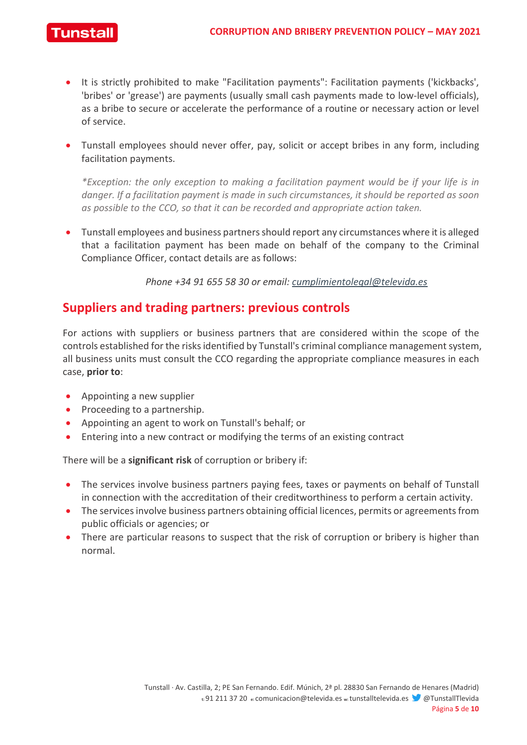- It is strictly prohibited to make "Facilitation payments": Facilitation payments ('kickbacks', 'bribes' or 'grease') are payments (usually small cash payments made to low-level officials), as a bribe to secure or accelerate the performance of a routine or necessary action or level of service.

- Tunstall employees should never offer, pay, solicit or accept bribes in any form, including facilitation payments.

  *\*Exception: the only exception to making a facilitation payment would be if your life is in danger. If a facilitation payment is made in such circumstances, it should be reported as soon as possible to the CCO, so that it can be recorded and appropriate action taken.*

- Tunstall employees and business partners should report any circumstances where it is alleged that a facilitation payment has been made on behalf of the company to the Criminal Compliance Officer, contact details are as follows:

  *Phone +34 91 655 58 30 or email: cumplimientolegal@televida.es*

## Suppliers and trading partners: previous controls

For actions with suppliers or business partners that are considered within the scope of the controls established for the risks identified by Tunstall's criminal compliance management system, all business units must consult the CCO regarding the appropriate compliance measures in each case, **prior to**:

- Appointing a new supplier
- Proceeding to a partnership.
- Appointing an agent to work on Tunstall's behalf; or
- Entering into a new contract or modifying the terms of an existing contract

There will be a **significant risk** of corruption or bribery if:

- The services involve business partners paying fees, taxes or payments on behalf of Tunstall in connection with the accreditation of their creditworthiness to perform a certain activity.
- The services involve business partners obtaining official licences, permits or agreements from public officials or agencies; or
- There are particular reasons to suspect that the risk of corruption or bribery is higher than normal.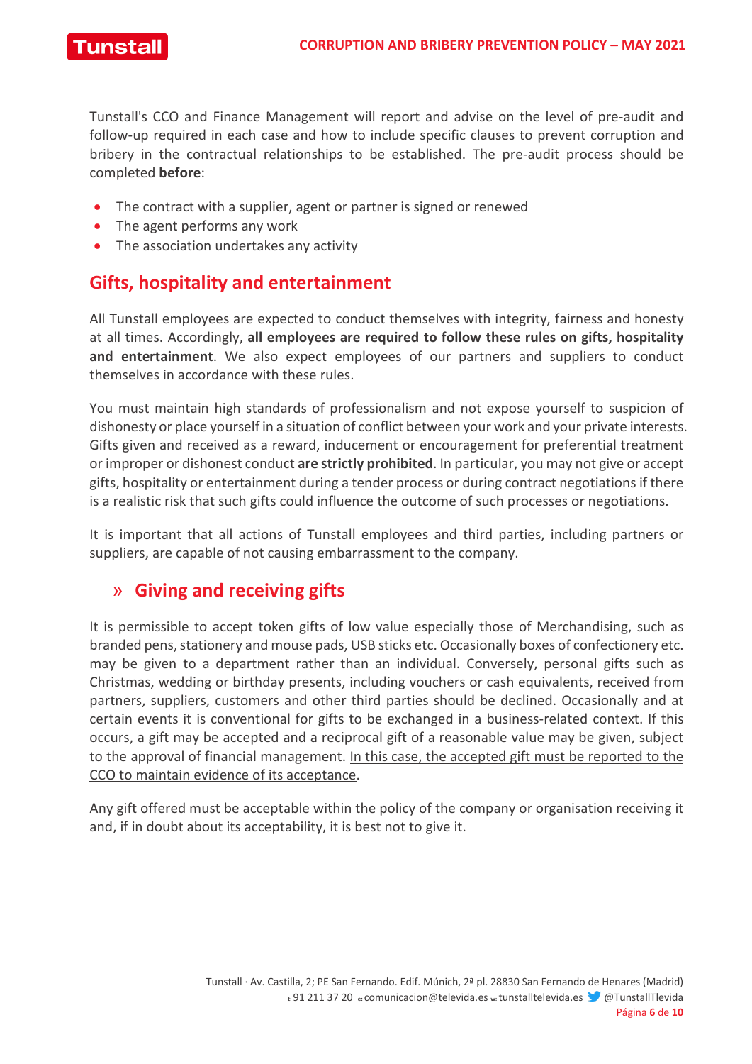Tunstall's CCO and Finance Management will report and advise on the level of pre-audit and follow-up required in each case and how to include specific clauses to prevent corruption and bribery in the contractual relationships to be established. The pre-audit process should be completed **before**:

- The contract with a supplier, agent or partner is signed or renewed
- The agent performs any work
- The association undertakes any activity

## Gifts, hospitality and entertainment

All Tunstall employees are expected to conduct themselves with integrity, fairness and honesty at all times. Accordingly, **all employees are required to follow these rules on gifts, hospitality and entertainment**. We also expect employees of our partners and suppliers to conduct themselves in accordance with these rules.

You must maintain high standards of professionalism and not expose yourself to suspicion of dishonesty or place yourself in a situation of conflict between your work and your private interests. Gifts given and received as a reward, inducement or encouragement for preferential treatment or improper or dishonest conduct **are strictly prohibited**. In particular, you may not give or accept gifts, hospitality or entertainment during a tender process or during contract negotiations if there is a realistic risk that such gifts could influence the outcome of such processes or negotiations.

It is important that all actions of Tunstall employees and third parties, including partners or suppliers, are capable of not causing embarrassment to the company.

### » Giving and receiving gifts

It is permissible to accept token gifts of low value especially those of Merchandising, such as branded pens, stationery and mouse pads, USB sticks etc. Occasionally boxes of confectionery etc. may be given to a department rather than an individual. Conversely, personal gifts such as Christmas, wedding or birthday presents, including vouchers or cash equivalents, received from partners, suppliers, customers and other third parties should be declined. Occasionally and at certain events it is conventional for gifts to be exchanged in a business-related context. If this occurs, a gift may be accepted and a reciprocal gift of a reasonable value may be given, subject to the approval of financial management. <u>In this case, the accepted gift must be reported to the CCO to maintain evidence of its acceptance</u>.

Any gift offered must be acceptable within the policy of the company or organisation receiving it and, if in doubt about its acceptability, it is best not to give it.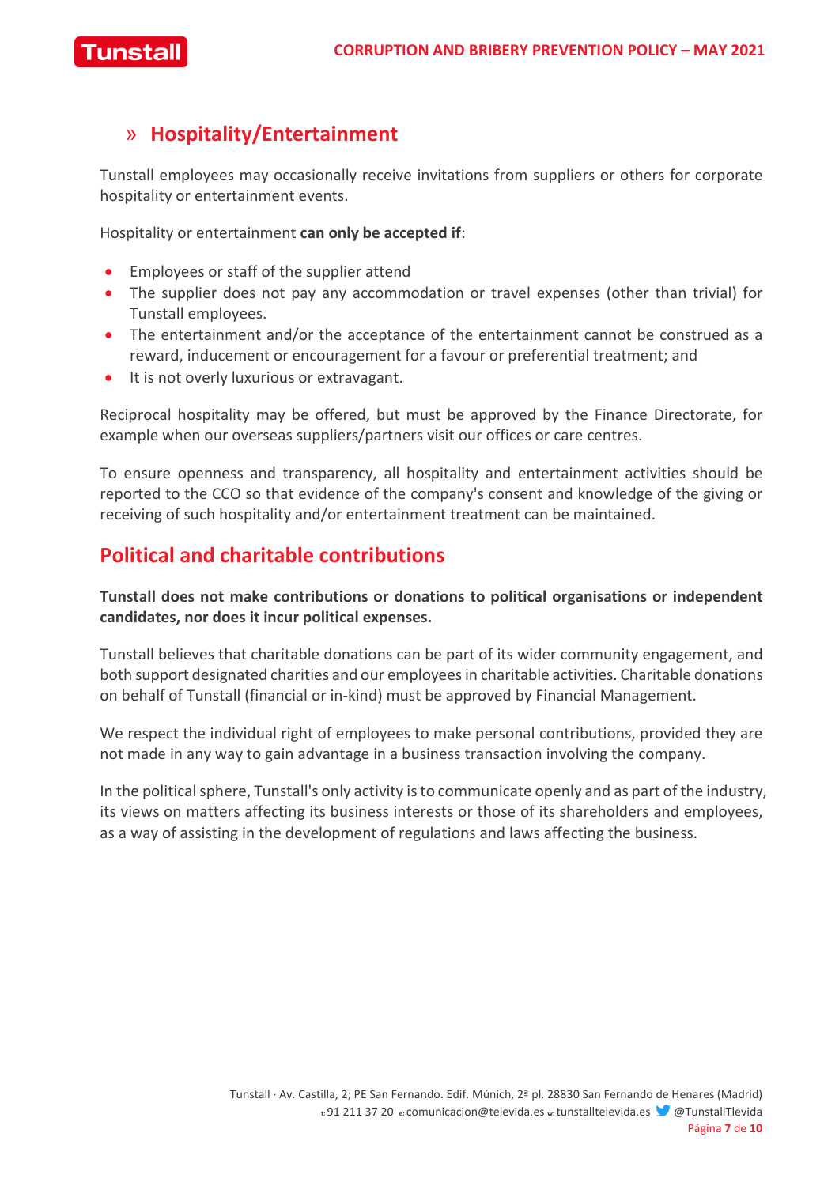### » Hospitality/Entertainment

Tunstall employees may occasionally receive invitations from suppliers or others for corporate hospitality or entertainment events.

Hospitality or entertainment **can only be accepted if**:

- Employees or staff of the supplier attend
- The supplier does not pay any accommodation or travel expenses (other than trivial) for Tunstall employees.
- The entertainment and/or the acceptance of the entertainment cannot be construed as a reward, inducement or encouragement for a favour or preferential treatment; and
- It is not overly luxurious or extravagant.

Reciprocal hospitality may be offered, but must be approved by the Finance Directorate, for example when our overseas suppliers/partners visit our offices or care centres.

To ensure openness and transparency, all hospitality and entertainment activities should be reported to the CCO so that evidence of the company's consent and knowledge of the giving or receiving of such hospitality and/or entertainment treatment can be maintained.

## Political and charitable contributions

**Tunstall does not make contributions or donations to political organisations or independent candidates, nor does it incur political expenses.**

Tunstall believes that charitable donations can be part of its wider community engagement, and both support designated charities and our employees in charitable activities. Charitable donations on behalf of Tunstall (financial or in-kind) must be approved by Financial Management.

We respect the individual right of employees to make personal contributions, provided they are not made in any way to gain advantage in a business transaction involving the company.

In the political sphere, Tunstall's only activity is to communicate openly and as part of the industry, its views on matters affecting its business interests or those of its shareholders and employees, as a way of assisting in the development of regulations and laws affecting the business.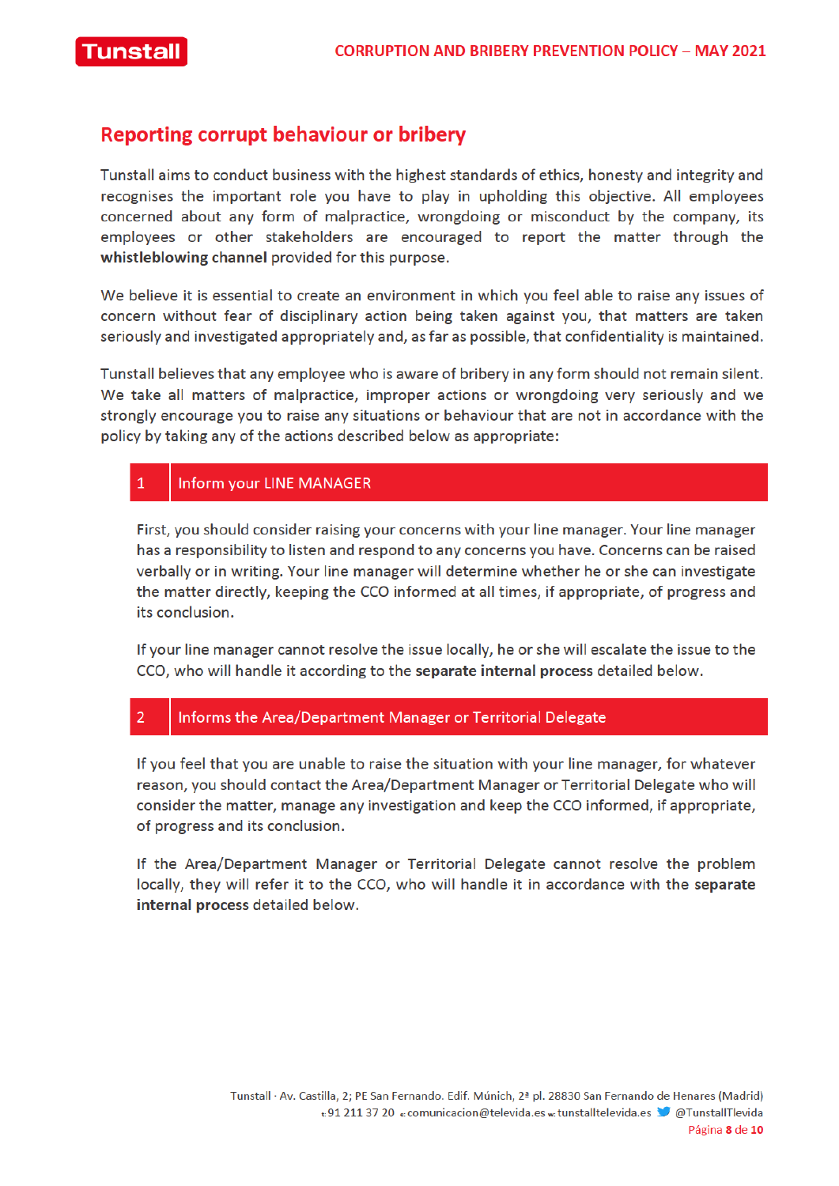## Reporting corrupt behaviour or bribery

Tunstall aims to conduct business with the highest standards of ethics, honesty and integrity and recognises the important role you have to play in upholding this objective. All employees concerned about any form of malpractice, wrongdoing or misconduct by the company, its employees or other stakeholders are encouraged to report the matter through the **whistleblowing channel** provided for this purpose.

We believe it is essential to create an environment in which you feel able to raise any issues of concern without fear of disciplinary action being taken against you, that matters are taken seriously and investigated appropriately and, as far as possible, that confidentiality is maintained.

Tunstall believes that any employee who is aware of bribery in any form should not remain silent. We take all matters of malpractice, improper actions or wrongdoing very seriously and we strongly encourage you to raise any situations or behaviour that are not in accordance with the policy by taking any of the actions described below as appropriate:

### 1 Inform your LINE MANAGER

First, you should consider raising your concerns with your line manager. Your line manager has a responsibility to listen and respond to any concerns you have. Concerns can be raised verbally or in writing. Your line manager will determine whether he or she can investigate the matter directly, keeping the CCO informed at all times, if appropriate, of progress and its conclusion.

If your line manager cannot resolve the issue locally, he or she will escalate the issue to the CCO, who will handle it according to the **separate internal process** detailed below.

### 2 Informs the Area/Department Manager or Territorial Delegate

If you feel that you are unable to raise the situation with your line manager, for whatever reason, you should contact the Area/Department Manager or Territorial Delegate who will consider the matter, manage any investigation and keep the CCO informed, if appropriate, of progress and its conclusion.

If the Area/Department Manager or Territorial Delegate cannot resolve the problem locally, they will refer it to the CCO, who will handle it in accordance with the **separate internal process** detailed below.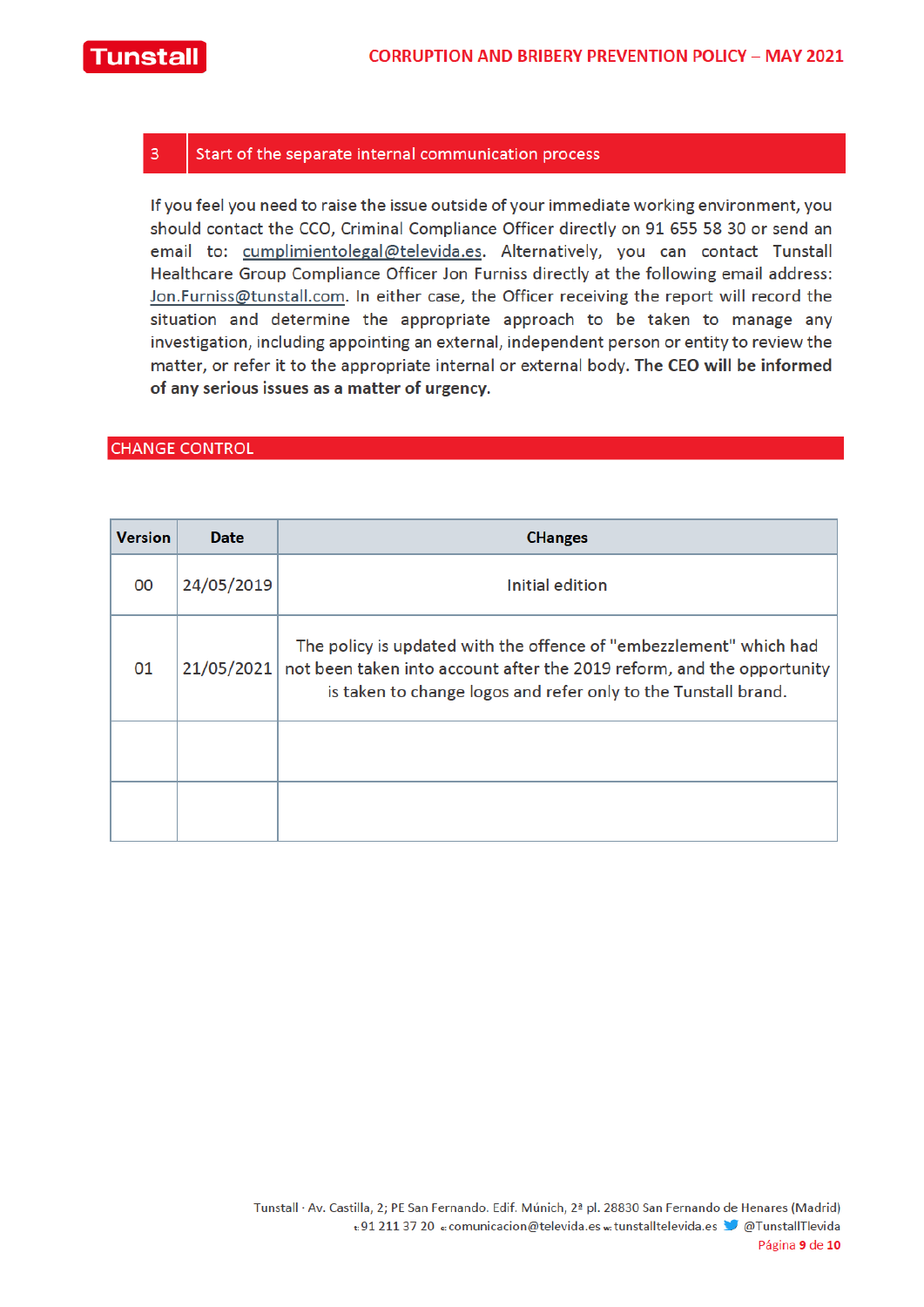## 3 Start of the separate internal communication process

If you feel you need to raise the issue outside of your immediate working environment, you should contact the CCO, Criminal Compliance Officer directly on 91 655 58 30 or send an email to: cumplimientolegal@televida.es. Alternatively, you can contact Tunstall Healthcare Group Compliance Officer Jon Furniss directly at the following email address: Jon.Furniss@tunstall.com. In either case, the Officer receiving the report will record the situation and determine the appropriate approach to be taken to manage any investigation, including appointing an external, independent person or entity to review the matter, or refer it to the appropriate internal or external body. **The CEO will be informed of any serious issues as a matter of urgency.**

## CHANGE CONTROL

| Version | Date | CHanges |
|---|---|---|
| 00 | 24/05/2019 | Initial edition |
| 01 | 21/05/2021 | The policy is updated with the offence of "embezzlement" which had not been taken into account after the 2019 reform, and the opportunity is taken to change logos and refer only to the Tunstall brand. |
| | | |
| | | |

Tunstall · Av. Castilla, 2; PE San Fernando. Edif. Múnich, 2ª pl. 28830 San Fernando de Henares (Madrid)
t: 91 211 37 20 e: comunicacion@televida.es w: tunstalltelevida.es @TunstallTlevida